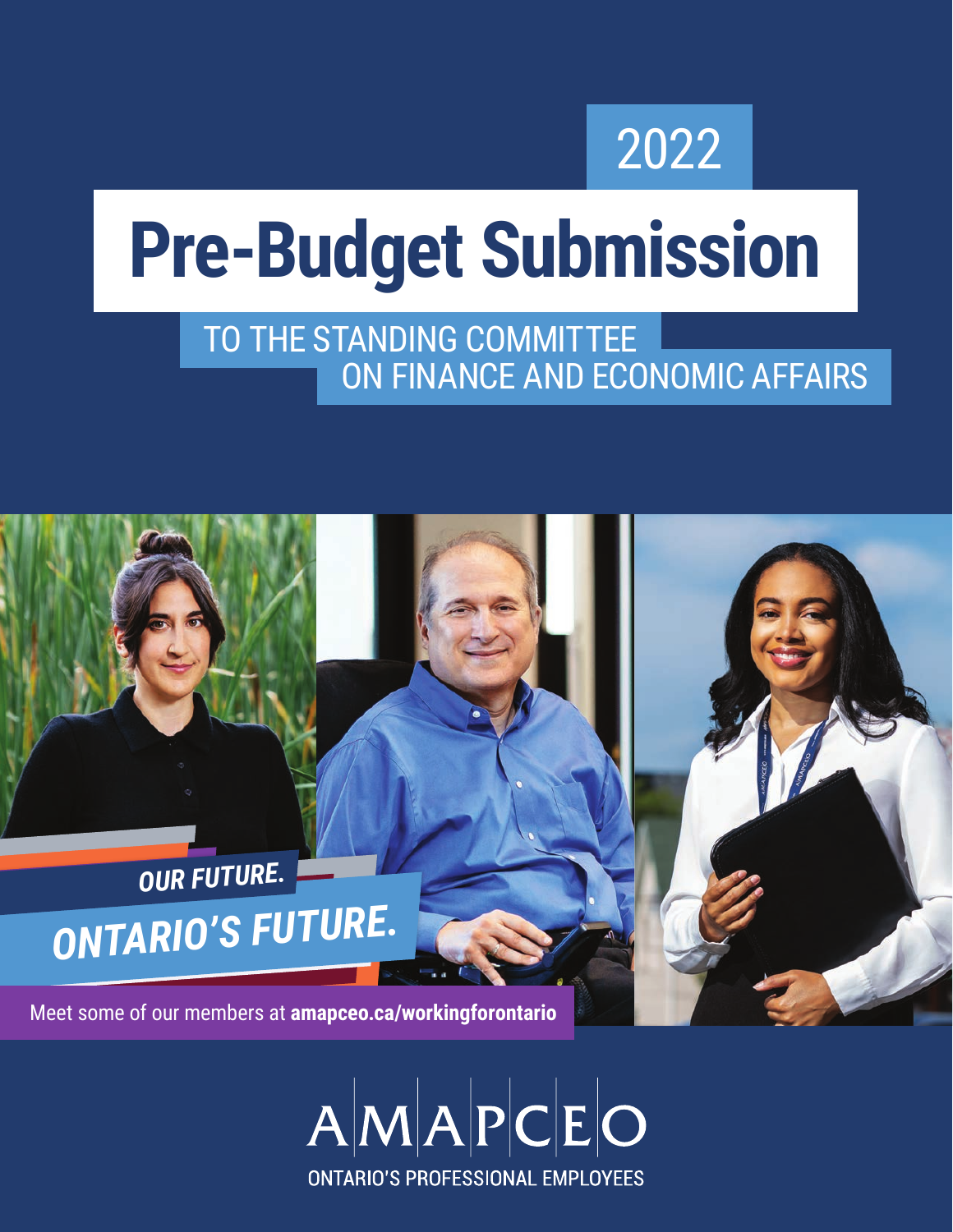2022

# Pre-Budget Submission

## TO THE STANDING COMMITTEE ON FINANCE AND ECONOMIC AFFAIRS

***OUR FUTURE.***

***ONTARIO'S FUTURE.***

Meet some of our members at **amapceo.ca/workingforontario**

AMAPCEO

ONTARIO'S PROFESSIONAL EMPLOYEES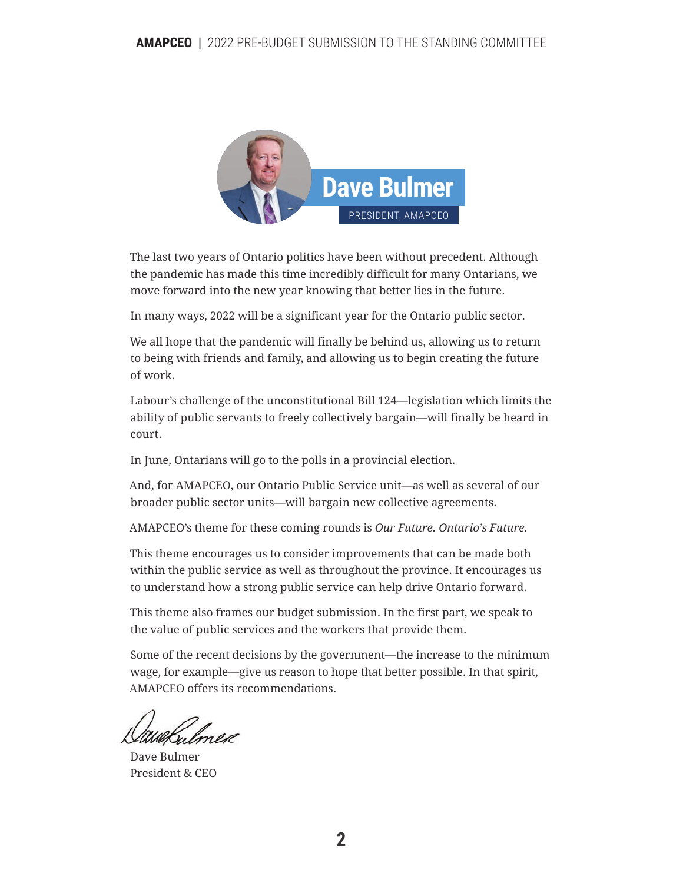## Dave Bulmer

PRESIDENT, AMAPCEO

The last two years of Ontario politics have been without precedent. Although the pandemic has made this time incredibly difficult for many Ontarians, we move forward into the new year knowing that better lies in the future.

In many ways, 2022 will be a significant year for the Ontario public sector.

We all hope that the pandemic will finally be behind us, allowing us to return to being with friends and family, and allowing us to begin creating the future of work.

Labour's challenge of the unconstitutional Bill 124—legislation which limits the ability of public servants to freely collectively bargain—will finally be heard in court.

In June, Ontarians will go to the polls in a provincial election.

And, for AMAPCEO, our Ontario Public Service unit—as well as several of our broader public sector units—will bargain new collective agreements.

AMAPCEO's theme for these coming rounds is *Our Future. Ontario's Future.*

This theme encourages us to consider improvements that can be made both within the public service as well as throughout the province. It encourages us to understand how a strong public service can help drive Ontario forward.

This theme also frames our budget submission. In the first part, we speak to the value of public services and the workers that provide them.

Some of the recent decisions by the government—the increase to the minimum wage, for example—give us reason to hope that better possible. In that spirit, AMAPCEO offers its recommendations.

Dave Bulmer
President & CEO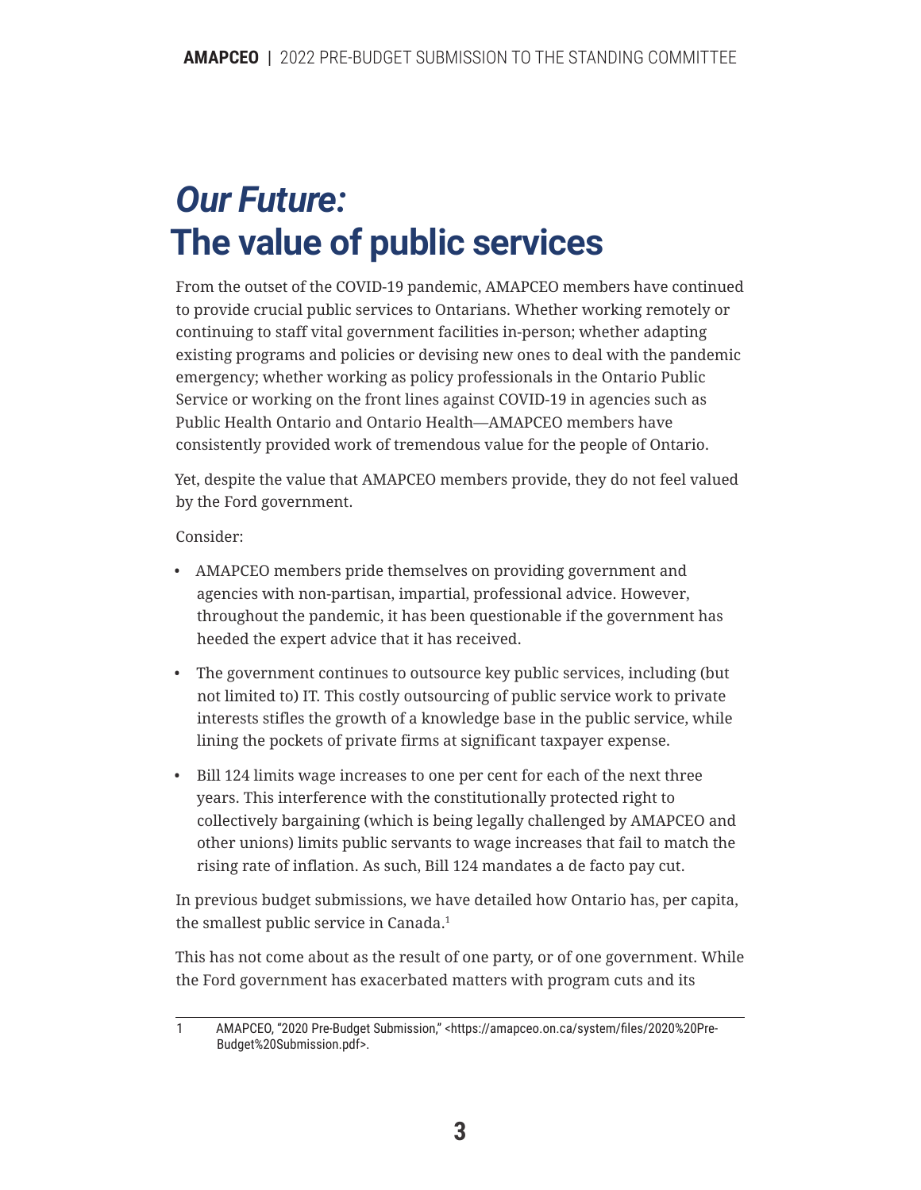# *Our Future:* The value of public services

From the outset of the COVID-19 pandemic, AMAPCEO members have continued to provide crucial public services to Ontarians. Whether working remotely or continuing to staff vital government facilities in-person; whether adapting existing programs and policies or devising new ones to deal with the pandemic emergency; whether working as policy professionals in the Ontario Public Service or working on the front lines against COVID-19 in agencies such as Public Health Ontario and Ontario Health—AMAPCEO members have consistently provided work of tremendous value for the people of Ontario.

Yet, despite the value that AMAPCEO members provide, they do not feel valued by the Ford government.

Consider:

- AMAPCEO members pride themselves on providing government and agencies with non-partisan, impartial, professional advice. However, throughout the pandemic, it has been questionable if the government has heeded the expert advice that it has received.
- The government continues to outsource key public services, including (but not limited to) IT. This costly outsourcing of public service work to private interests stifles the growth of a knowledge base in the public service, while lining the pockets of private firms at significant taxpayer expense.
- Bill 124 limits wage increases to one per cent for each of the next three years. This interference with the constitutionally protected right to collectively bargaining (which is being legally challenged by AMAPCEO and other unions) limits public servants to wage increases that fail to match the rising rate of inflation. As such, Bill 124 mandates a de facto pay cut.

In previous budget submissions, we have detailed how Ontario has, per capita, the smallest public service in Canada.[1]

This has not come about as the result of one party, or of one government. While the Ford government has exacerbated matters with program cuts and its

1 AMAPCEO, "2020 Pre-Budget Submission," <https://amapceo.on.ca/system/files/2020%20Pre-Budget%20Submission.pdf>.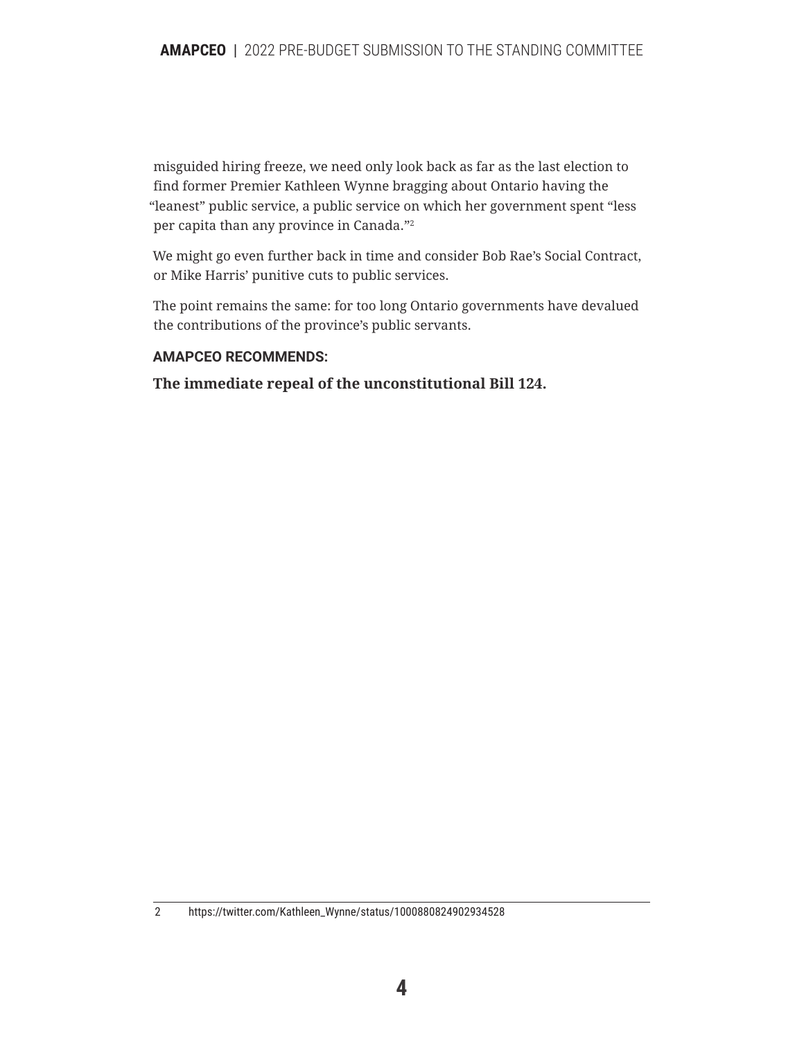misguided hiring freeze, we need only look back as far as the last election to find former Premier Kathleen Wynne bragging about Ontario having the "leanest" public service, a public service on which her government spent "less per capita than any province in Canada."[2]

We might go even further back in time and consider Bob Rae's Social Contract, or Mike Harris' punitive cuts to public services.

The point remains the same: for too long Ontario governments have devalued the contributions of the province's public servants.

**AMAPCEO RECOMMENDS:**

**The immediate repeal of the unconstitutional Bill 124.**

2 https://twitter.com/Kathleen_Wynne/status/1000880824902934528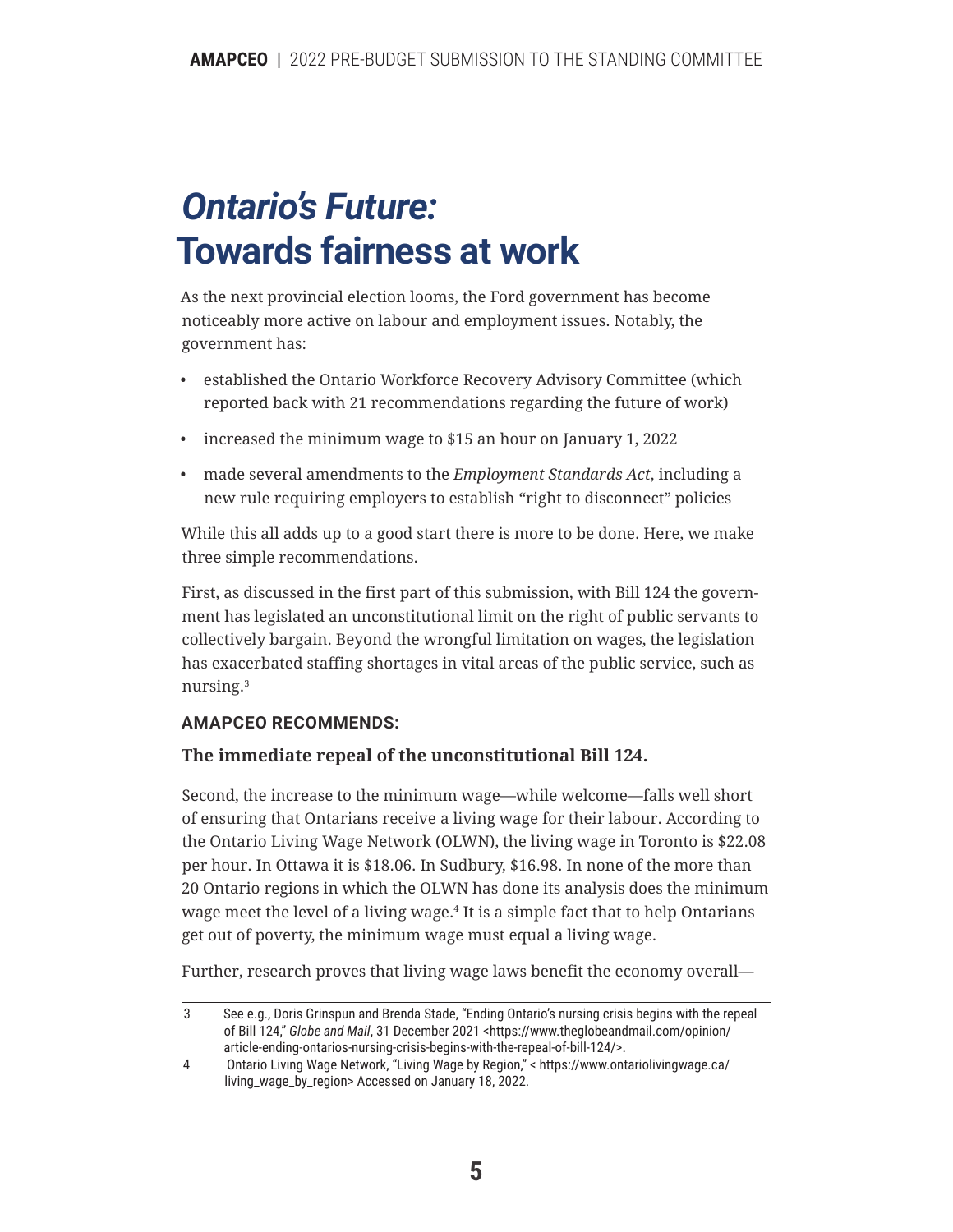# *Ontario's Future:* Towards fairness at work

As the next provincial election looms, the Ford government has become noticeably more active on labour and employment issues. Notably, the government has:

- established the Ontario Workforce Recovery Advisory Committee (which reported back with 21 recommendations regarding the future of work)
- increased the minimum wage to $15 an hour on January 1, 2022
- made several amendments to the *Employment Standards Act*, including a new rule requiring employers to establish "right to disconnect" policies

While this all adds up to a good start there is more to be done. Here, we make three simple recommendations.

First, as discussed in the first part of this submission, with Bill 124 the government has legislated an unconstitutional limit on the right of public servants to collectively bargain. Beyond the wrongful limitation on wages, the legislation has exacerbated staffing shortages in vital areas of the public service, such as nursing.[3]

**AMAPCEO RECOMMENDS:**

**The immediate repeal of the unconstitutional Bill 124.**

Second, the increase to the minimum wage—while welcome—falls well short of ensuring that Ontarians receive a living wage for their labour. According to the Ontario Living Wage Network (OLWN), the living wage in Toronto is $22.08 per hour. In Ottawa it is $18.06. In Sudbury, $16.98. In none of the more than 20 Ontario regions in which the OLWN has done its analysis does the minimum wage meet the level of a living wage.[4] It is a simple fact that to help Ontarians get out of poverty, the minimum wage must equal a living wage.

Further, research proves that living wage laws benefit the economy overall—

---

3 See e.g., Doris Grinspun and Brenda Stade, "Ending Ontario's nursing crisis begins with the repeal of Bill 124," *Globe and Mail*, 31 December 2021 <https://www.theglobeandmail.com/opinion/article-ending-ontarios-nursing-crisis-begins-with-the-repeal-of-bill-124/>.

4 Ontario Living Wage Network, "Living Wage by Region," < https://www.ontariolivingwage.ca/living_wage_by_region> Accessed on January 18, 2022.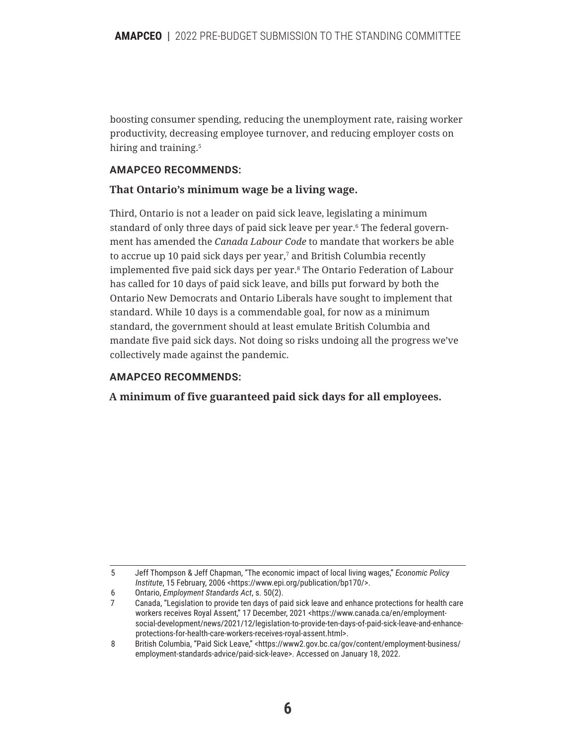boosting consumer spending, reducing the unemployment rate, raising worker productivity, decreasing employee turnover, and reducing employer costs on hiring and training.[5]

**AMAPCEO RECOMMENDS:**

**That Ontario's minimum wage be a living wage.**

Third, Ontario is not a leader on paid sick leave, legislating a minimum standard of only three days of paid sick leave per year.[6] The federal government has amended the *Canada Labour Code* to mandate that workers be able to accrue up 10 paid sick days per year,[7] and British Columbia recently implemented five paid sick days per year.[8] The Ontario Federation of Labour has called for 10 days of paid sick leave, and bills put forward by both the Ontario New Democrats and Ontario Liberals have sought to implement that standard. While 10 days is a commendable goal, for now as a minimum standard, the government should at least emulate British Columbia and mandate five paid sick days. Not doing so risks undoing all the progress we've collectively made against the pandemic.

**AMAPCEO RECOMMENDS:**

**A minimum of five guaranteed paid sick days for all employees.**

---

5 Jeff Thompson & Jeff Chapman, "The economic impact of local living wages," *Economic Policy Institute*, 15 February, 2006 <https://www.epi.org/publication/bp170/>.

6 Ontario, *Employment Standards Act*, s. 50(2).

7 Canada, "Legislation to provide ten days of paid sick leave and enhance protections for health care workers receives Royal Assent," 17 December, 2021 <https://www.canada.ca/en/employment-social-development/news/2021/12/legislation-to-provide-ten-days-of-paid-sick-leave-and-enhance-protections-for-health-care-workers-receives-royal-assent.html>.

8 British Columbia, "Paid Sick Leave," <https://www2.gov.bc.ca/gov/content/employment-business/employment-standards-advice/paid-sick-leave>. Accessed on January 18, 2022.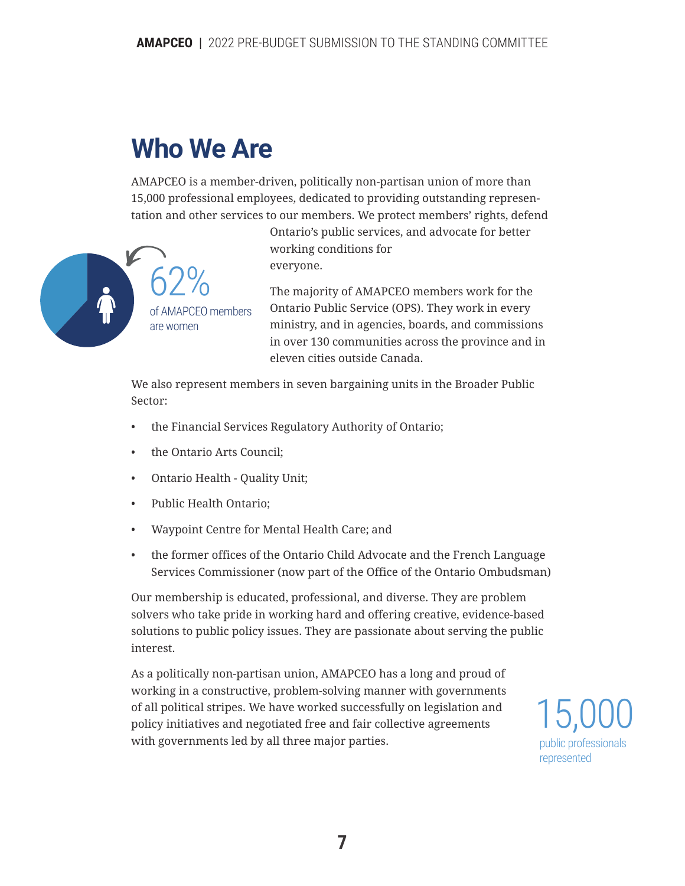# Who We Are

AMAPCEO is a member-driven, politically non-partisan union of more than 15,000 professional employees, dedicated to providing outstanding representation and other services to our members. We protect members' rights, defend Ontario's public services, and advocate for better working conditions for everyone.

62%
of AMAPCEO members are women

The majority of AMAPCEO members work for the Ontario Public Service (OPS). They work in every ministry, and in agencies, boards, and commissions in over 130 communities across the province and in eleven cities outside Canada.

We also represent members in seven bargaining units in the Broader Public Sector:

- the Financial Services Regulatory Authority of Ontario;
- the Ontario Arts Council;
- Ontario Health - Quality Unit;
- Public Health Ontario;
- Waypoint Centre for Mental Health Care; and
- the former offices of the Ontario Child Advocate and the French Language Services Commissioner (now part of the Office of the Ontario Ombudsman)

Our membership is educated, professional, and diverse. They are problem solvers who take pride in working hard and offering creative, evidence-based solutions to public policy issues. They are passionate about serving the public interest.

As a politically non-partisan union, AMAPCEO has a long and proud of working in a constructive, problem-solving manner with governments of all political stripes. We have worked successfully on legislation and policy initiatives and negotiated free and fair collective agreements with governments led by all three major parties.

15,000
public professionals represented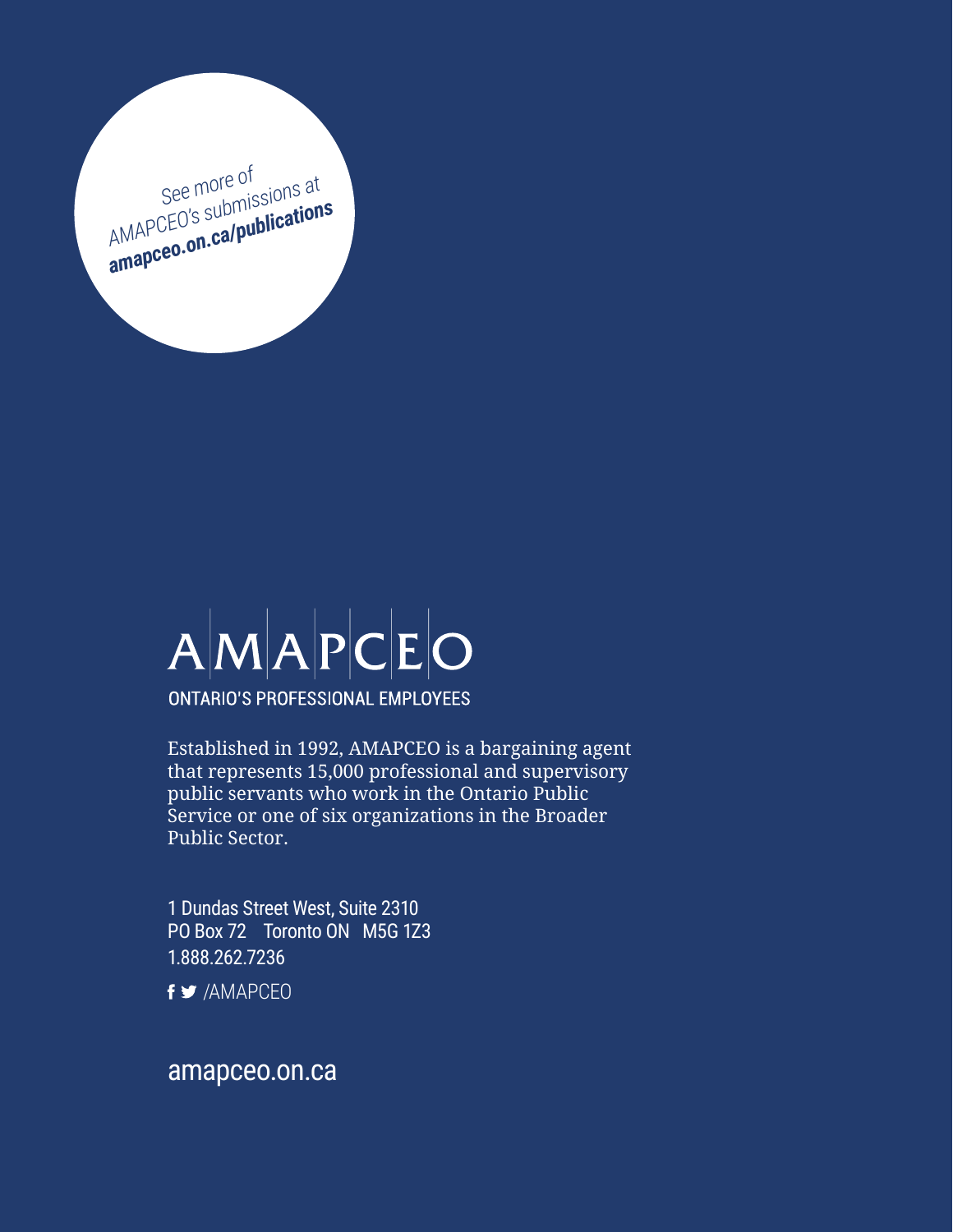See more of AMAPCEO's submissions at **amapceo.on.ca/publications**

# AMAPCEO

ONTARIO'S PROFESSIONAL EMPLOYEES

Established in 1992, AMAPCEO is a bargaining agent that represents 15,000 professional and supervisory public servants who work in the Ontario Public Service or one of six organizations in the Broader Public Sector.

1 Dundas Street West, Suite 2310
PO Box 72 Toronto ON M5G 1Z3
1.888.262.7236

/AMAPCEO

amapceo.on.ca